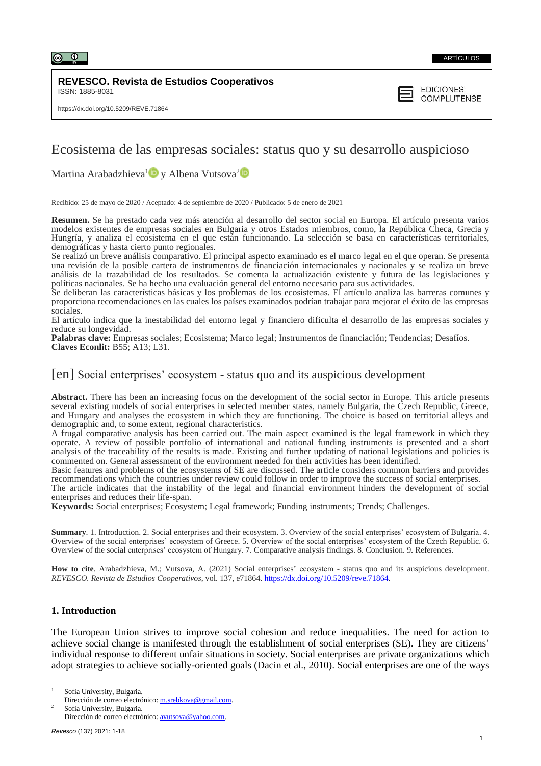ARTÍCULOS

**REVESCO. Revista de Estudios Cooperativos**
ISSN: 1885-8031

https://dx.doi.org/10.5209/REVE.71864

EDICIONES COMPLUTENSE

# Ecosistema de las empresas sociales: status quo y su desarrollo auspicioso

Martina Arabadzhieva[1] y Albena Vutsova[2]

Recibido: 25 de mayo de 2020 / Aceptado: 4 de septiembre de 2020 / Publicado: 5 de enero de 2021

**Resumen.** Se ha prestado cada vez más atención al desarrollo del sector social en Europa. El artículo presenta varios modelos existentes de empresas sociales en Bulgaria y otros Estados miembros, como, la República Checa, Grecia y Hungría, y analiza el ecosistema en el que están funcionando. La selección se basa en características territoriales, demográficas y hasta cierto punto regionales.

Se realizó un breve análisis comparativo. El principal aspecto examinado es el marco legal en el que operan. Se presenta una revisión de la posible cartera de instrumentos de financiación internacionales y nacionales y se realiza un breve análisis de la trazabilidad de los resultados. Se comenta la actualización existente y futura de las legislaciones y políticas nacionales. Se ha hecho una evaluación general del entorno necesario para sus actividades.

Se deliberan las características básicas y los problemas de los ecosistemas. El artículo analiza las barreras comunes y proporciona recomendaciones en las cuales los países examinados podrían trabajar para mejorar el éxito de las empresas sociales.

El artículo indica que la inestabilidad del entorno legal y financiero dificulta el desarrollo de las empresas sociales y reduce su longevidad.

**Palabras clave:** Empresas sociales; Ecosistema; Marco legal; Instrumentos de financiación; Tendencias; Desafíos.
**Claves Econlit:** B55; A13; L31.

## [en] Social enterprises' ecosystem - status quo and its auspicious development

**Abstract.** There has been an increasing focus on the development of the social sector in Europe. This article presents several existing models of social enterprises in selected member states, namely Bulgaria, the Czech Republic, Greece, and Hungary and analyses the ecosystem in which they are functioning. The choice is based on territorial alleys and demographic and, to some extent, regional characteristics.

A frugal comparative analysis has been carried out. The main aspect examined is the legal framework in which they operate. A review of possible portfolio of international and national funding instruments is presented and a short analysis of the traceability of the results is made. Existing and further updating of national legislations and policies is commented on. General assessment of the environment needed for their activities has been identified.

Basic features and problems of the ecosystems of SE are discussed. The article considers common barriers and provides recommendations which the countries under review could follow in order to improve the success of social enterprises.

The article indicates that the instability of the legal and financial environment hinders the development of social enterprises and reduces their life-span.

**Keywords:** Social enterprises; Ecosystem; Legal framework; Funding instruments; Trends; Challenges.

**Summary**. 1. Introduction. 2. Social enterprises and their ecosystem. 3. Overview of the social enterprises' ecosystem of Bulgaria. 4. Overview of the social enterprises' ecosystem of Greece. 5. Overview of the social enterprises' ecosystem of the Czech Republic. 6. Overview of the social enterprises' ecosystem of Hungary. 7. Comparative analysis findings. 8. Conclusion. 9. References.

**How to cite**. Arabadzhieva, M.; Vutsova, A. (2021) Social enterprises' ecosystem - status quo and its auspicious development. *REVESCO. Revista de Estudios Cooperativos*, vol. 137, e71864. https://dx.doi.org/10.5209/reve.71864.

## 1. Introduction

The European Union strives to improve social cohesion and reduce inequalities. The need for action to achieve social change is manifested through the establishment of social enterprises (SE). They are citizens' individual response to different unfair situations in society. Social enterprises are private organizations which adopt strategies to achieve socially-oriented goals (Dacin et al., 2010). Social enterprises are one of the ways

---

[1] Sofia University, Bulgaria.
Dirección de correo electrónico: m.srebkova@gmail.com.

[2] Sofia University, Bulgaria.
Dirección de correo electrónico: avutsova@yahoo.com.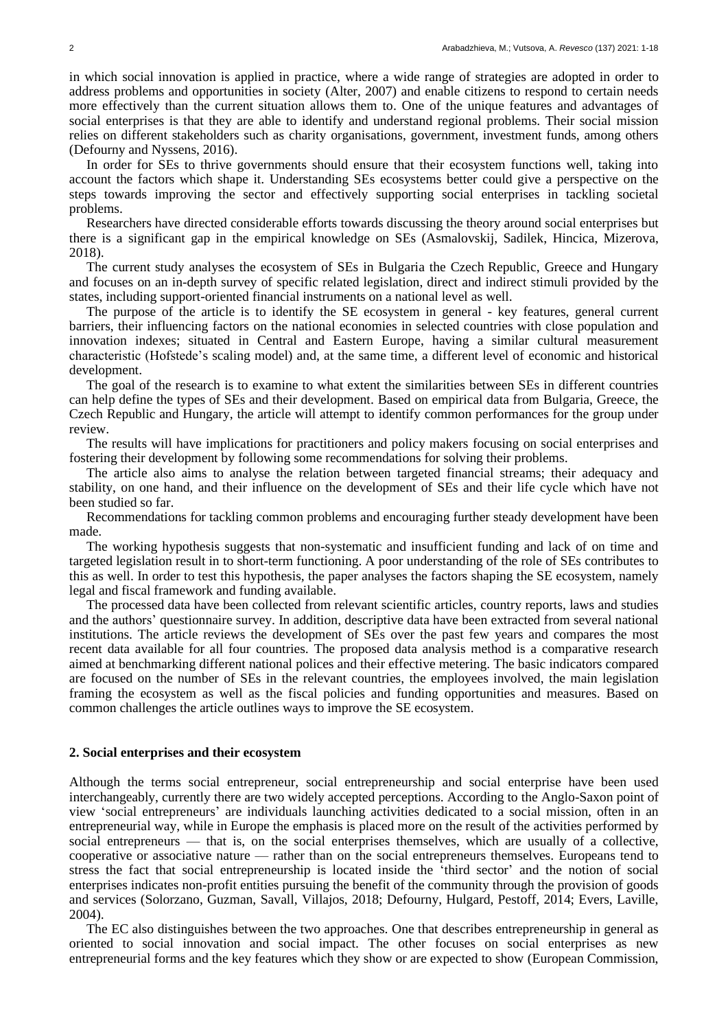in which social innovation is applied in practice, where a wide range of strategies are adopted in order to address problems and opportunities in society (Alter, 2007) and enable citizens to respond to certain needs more effectively than the current situation allows them to. One of the unique features and advantages of social enterprises is that they are able to identify and understand regional problems. Their social mission relies on different stakeholders such as charity organisations, government, investment funds, among others (Defourny and Nyssens, 2016).

In order for SEs to thrive governments should ensure that their ecosystem functions well, taking into account the factors which shape it. Understanding SEs ecosystems better could give a perspective on the steps towards improving the sector and effectively supporting social enterprises in tackling societal problems.

Researchers have directed considerable efforts towards discussing the theory around social enterprises but there is a significant gap in the empirical knowledge on SEs (Asmalovskij, Sadilek, Hincica, Mizerova, 2018).

The current study analyses the ecosystem of SEs in Bulgaria the Czech Republic, Greece and Hungary and focuses on an in-depth survey of specific related legislation, direct and indirect stimuli provided by the states, including support-oriented financial instruments on a national level as well.

The purpose of the article is to identify the SE ecosystem in general - key features, general current barriers, their influencing factors on the national economies in selected countries with close population and innovation indexes; situated in Central and Eastern Europe, having a similar cultural measurement characteristic (Hofstede's scaling model) and, at the same time, a different level of economic and historical development.

The goal of the research is to examine to what extent the similarities between SEs in different countries can help define the types of SEs and their development. Based on empirical data from Bulgaria, Greece, the Czech Republic and Hungary, the article will attempt to identify common performances for the group under review.

The results will have implications for practitioners and policy makers focusing on social enterprises and fostering their development by following some recommendations for solving their problems.

The article also aims to analyse the relation between targeted financial streams; their adequacy and stability, on one hand, and their influence on the development of SEs and their life cycle which have not been studied so far.

Recommendations for tackling common problems and encouraging further steady development have been made.

The working hypothesis suggests that non-systematic and insufficient funding and lack of on time and targeted legislation result in to short-term functioning. A poor understanding of the role of SEs contributes to this as well. In order to test this hypothesis, the paper analyses the factors shaping the SE ecosystem, namely legal and fiscal framework and funding available.

The processed data have been collected from relevant scientific articles, country reports, laws and studies and the authors' questionnaire survey. In addition, descriptive data have been extracted from several national institutions. The article reviews the development of SEs over the past few years and compares the most recent data available for all four countries. The proposed data analysis method is a comparative research aimed at benchmarking different national polices and their effective metering. The basic indicators compared are focused on the number of SEs in the relevant countries, the employees involved, the main legislation framing the ecosystem as well as the fiscal policies and funding opportunities and measures. Based on common challenges the article outlines ways to improve the SE ecosystem.

## 2. Social enterprises and their ecosystem

Although the terms social entrepreneur, social entrepreneurship and social enterprise have been used interchangeably, currently there are two widely accepted perceptions. According to the Anglo-Saxon point of view 'social entrepreneurs' are individuals launching activities dedicated to a social mission, often in an entrepreneurial way, while in Europe the emphasis is placed more on the result of the activities performed by social entrepreneurs — that is, on the social enterprises themselves, which are usually of a collective, cooperative or associative nature — rather than on the social entrepreneurs themselves. Europeans tend to stress the fact that social entrepreneurship is located inside the 'third sector' and the notion of social enterprises indicates non-profit entities pursuing the benefit of the community through the provision of goods and services (Solorzano, Guzman, Savall, Villajos, 2018; Defourny, Hulgard, Pestoff, 2014; Evers, Laville, 2004).

The EC also distinguishes between the two approaches. One that describes entrepreneurship in general as oriented to social innovation and social impact. The other focuses on social enterprises as new entrepreneurial forms and the key features which they show or are expected to show (European Commission,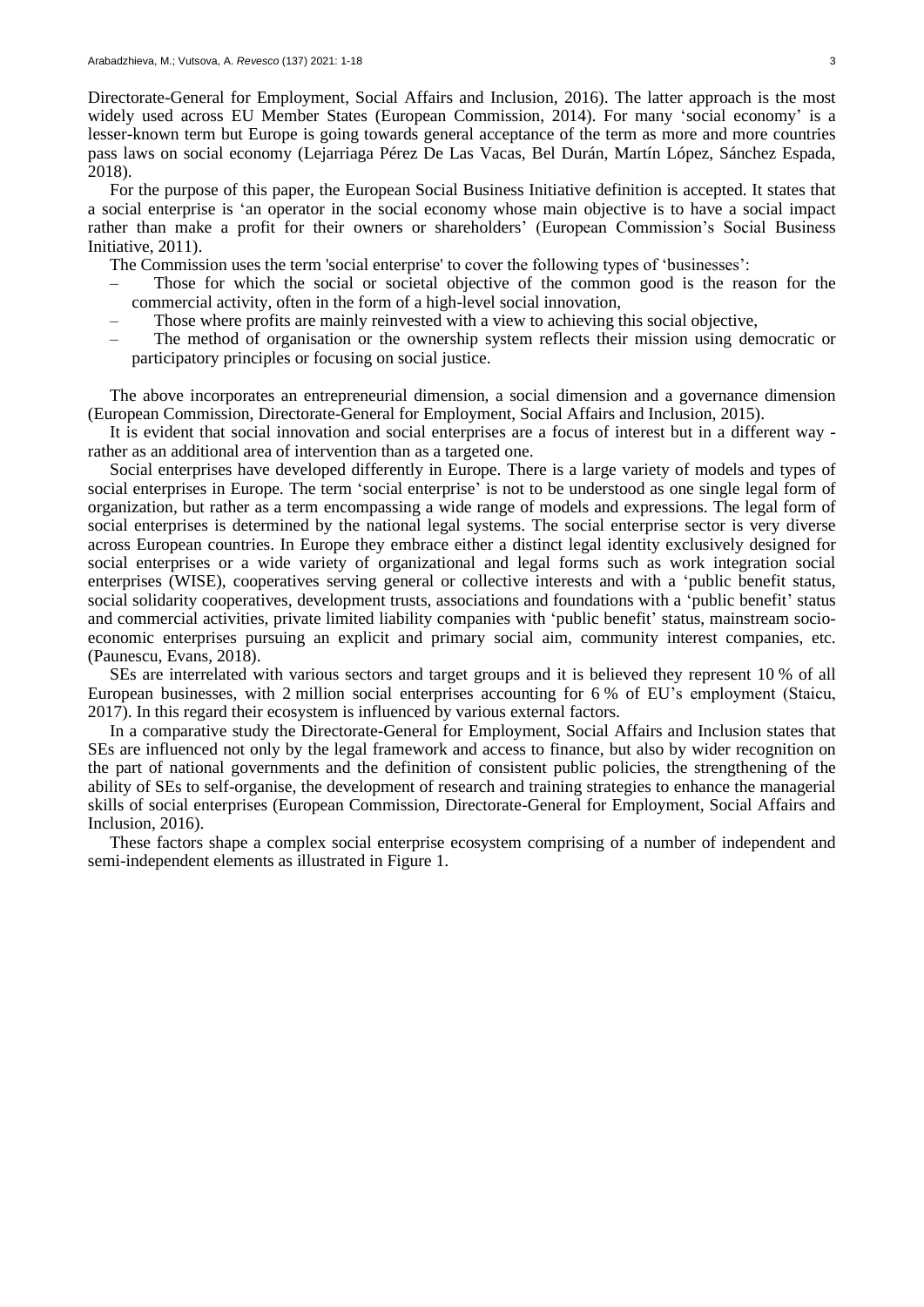Directorate-General for Employment, Social Affairs and Inclusion, 2016). The latter approach is the most widely used across EU Member States (European Commission, 2014). For many 'social economy' is a lesser-known term but Europe is going towards general acceptance of the term as more and more countries pass laws on social economy (Lejarriaga Pérez De Las Vacas, Bel Durán, Martín López, Sánchez Espada, 2018).

For the purpose of this paper, the European Social Business Initiative definition is accepted. It states that a social enterprise is 'an operator in the social economy whose main objective is to have a social impact rather than make a profit for their owners or shareholders' (European Commission's Social Business Initiative, 2011).

The Commission uses the term 'social enterprise' to cover the following types of 'businesses':

- Those for which the social or societal objective of the common good is the reason for the commercial activity, often in the form of a high-level social innovation,
- Those where profits are mainly reinvested with a view to achieving this social objective,
- The method of organisation or the ownership system reflects their mission using democratic or participatory principles or focusing on social justice.

The above incorporates an entrepreneurial dimension, a social dimension and a governance dimension (European Commission, Directorate-General for Employment, Social Affairs and Inclusion, 2015).

It is evident that social innovation and social enterprises are a focus of interest but in a different way - rather as an additional area of intervention than as a targeted one.

Social enterprises have developed differently in Europe. There is a large variety of models and types of social enterprises in Europe. The term 'social enterprise' is not to be understood as one single legal form of organization, but rather as a term encompassing a wide range of models and expressions. The legal form of social enterprises is determined by the national legal systems. The social enterprise sector is very diverse across European countries. In Europe they embrace either a distinct legal identity exclusively designed for social enterprises or a wide variety of organizational and legal forms such as work integration social enterprises (WISE), cooperatives serving general or collective interests and with a 'public benefit status, social solidarity cooperatives, development trusts, associations and foundations with a 'public benefit' status and commercial activities, private limited liability companies with 'public benefit' status, mainstream socio-economic enterprises pursuing an explicit and primary social aim, community interest companies, etc. (Paunescu, Evans, 2018).

SEs are interrelated with various sectors and target groups and it is believed they represent 10 % of all European businesses, with 2 million social enterprises accounting for 6 % of EU's employment (Staicu, 2017). In this regard their ecosystem is influenced by various external factors.

In a comparative study the Directorate-General for Employment, Social Affairs and Inclusion states that SEs are influenced not only by the legal framework and access to finance, but also by wider recognition on the part of national governments and the definition of consistent public policies, the strengthening of the ability of SEs to self-organise, the development of research and training strategies to enhance the managerial skills of social enterprises (European Commission, Directorate-General for Employment, Social Affairs and Inclusion, 2016).

These factors shape a complex social enterprise ecosystem comprising of a number of independent and semi-independent elements as illustrated in Figure 1.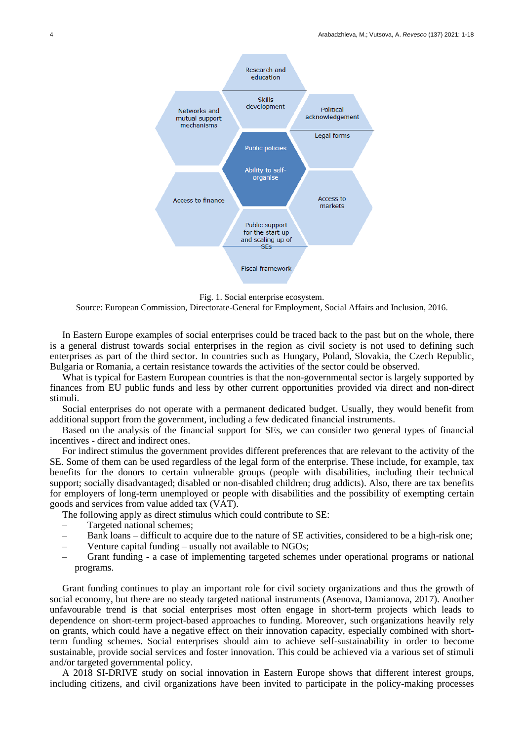Research and education

Skills development

Networks and mutual support mechanisms

Political acknowledgement

Legal forms

Public policies

Ability to self-organise

Access to finance

Access to markets

Public support for the start up and scaling up of SEs

Fiscal framework

Fig. 1. Social enterprise ecosystem.

Source: European Commission, Directorate-General for Employment, Social Affairs and Inclusion, 2016.

In Eastern Europe examples of social enterprises could be traced back to the past but on the whole, there is a general distrust towards social enterprises in the region as civil society is not used to defining such enterprises as part of the third sector. In countries such as Hungary, Poland, Slovakia, the Czech Republic, Bulgaria or Romania, a certain resistance towards the activities of the sector could be observed.

What is typical for Eastern European countries is that the non-governmental sector is largely supported by finances from EU public funds and less by other current opportunities provided via direct and non-direct stimuli.

Social enterprises do not operate with a permanent dedicated budget. Usually, they would benefit from additional support from the government, including a few dedicated financial instruments.

Based on the analysis of the financial support for SEs, we can consider two general types of financial incentives - direct and indirect ones.

For indirect stimulus the government provides different preferences that are relevant to the activity of the SE. Some of them can be used regardless of the legal form of the enterprise. These include, for example, tax benefits for the donors to certain vulnerable groups (people with disabilities, including their technical support; socially disadvantaged; disabled or non-disabled children; drug addicts). Also, there are tax benefits for employers of long-term unemployed or people with disabilities and the possibility of exempting certain goods and services from value added tax (VAT).

The following apply as direct stimulus which could contribute to SE:

- Targeted national schemes;
- Bank loans – difficult to acquire due to the nature of SE activities, considered to be a high-risk one;
- Venture capital funding – usually not available to NGOs;
- Grant funding - a case of implementing targeted schemes under operational programs or national programs.

Grant funding continues to play an important role for civil society organizations and thus the growth of social economy, but there are no steady targeted national instruments (Asenova, Damianova, 2017). Another unfavourable trend is that social enterprises most often engage in short-term projects which leads to dependence on short-term project-based approaches to funding. Moreover, such organizations heavily rely on grants, which could have a negative effect on their innovation capacity, especially combined with short-term funding schemes. Social enterprises should aim to achieve self-sustainability in order to become sustainable, provide social services and foster innovation. This could be achieved via a various set of stimuli and/or targeted governmental policy.

A 2018 SI-DRIVE study on social innovation in Eastern Europe shows that different interest groups, including citizens, and civil organizations have been invited to participate in the policy-making processes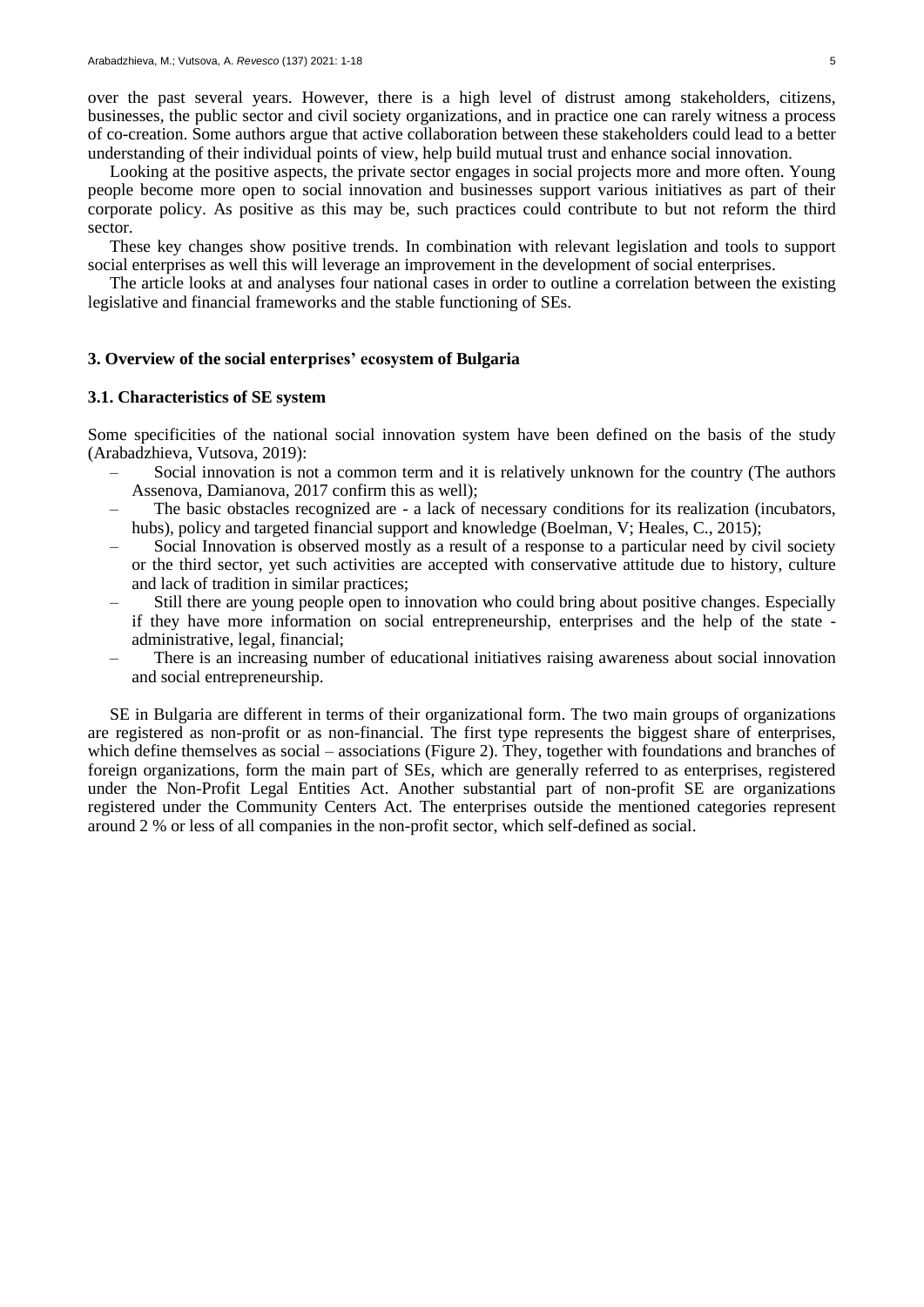over the past several years. However, there is a high level of distrust among stakeholders, citizens, businesses, the public sector and civil society organizations, and in practice one can rarely witness a process of co-creation. Some authors argue that active collaboration between these stakeholders could lead to a better understanding of their individual points of view, help build mutual trust and enhance social innovation.

Looking at the positive aspects, the private sector engages in social projects more and more often. Young people become more open to social innovation and businesses support various initiatives as part of their corporate policy. As positive as this may be, such practices could contribute to but not reform the third sector.

These key changes show positive trends. In combination with relevant legislation and tools to support social enterprises as well this will leverage an improvement in the development of social enterprises.

The article looks at and analyses four national cases in order to outline a correlation between the existing legislative and financial frameworks and the stable functioning of SEs.

## 3. Overview of the social enterprises' ecosystem of Bulgaria

### 3.1. Characteristics of SE system

Some specificities of the national social innovation system have been defined on the basis of the study (Arabadzhieva, Vutsova, 2019):

- Social innovation is not a common term and it is relatively unknown for the country (The authors Assenova, Damianova, 2017 confirm this as well);
- The basic obstacles recognized are - a lack of necessary conditions for its realization (incubators, hubs), policy and targeted financial support and knowledge (Boelman, V; Heales, C., 2015);
- Social Innovation is observed mostly as a result of a response to a particular need by civil society or the third sector, yet such activities are accepted with conservative attitude due to history, culture and lack of tradition in similar practices;
- Still there are young people open to innovation who could bring about positive changes. Especially if they have more information on social entrepreneurship, enterprises and the help of the state - administrative, legal, financial;
- There is an increasing number of educational initiatives raising awareness about social innovation and social entrepreneurship.

SE in Bulgaria are different in terms of their organizational form. The two main groups of organizations are registered as non-profit or as non-financial. The first type represents the biggest share of enterprises, which define themselves as social – associations (Figure 2). They, together with foundations and branches of foreign organizations, form the main part of SEs, which are generally referred to as enterprises, registered under the Non-Profit Legal Entities Act. Another substantial part of non-profit SE are organizations registered under the Community Centers Act. The enterprises outside the mentioned categories represent around 2 % or less of all companies in the non-profit sector, which self-defined as social.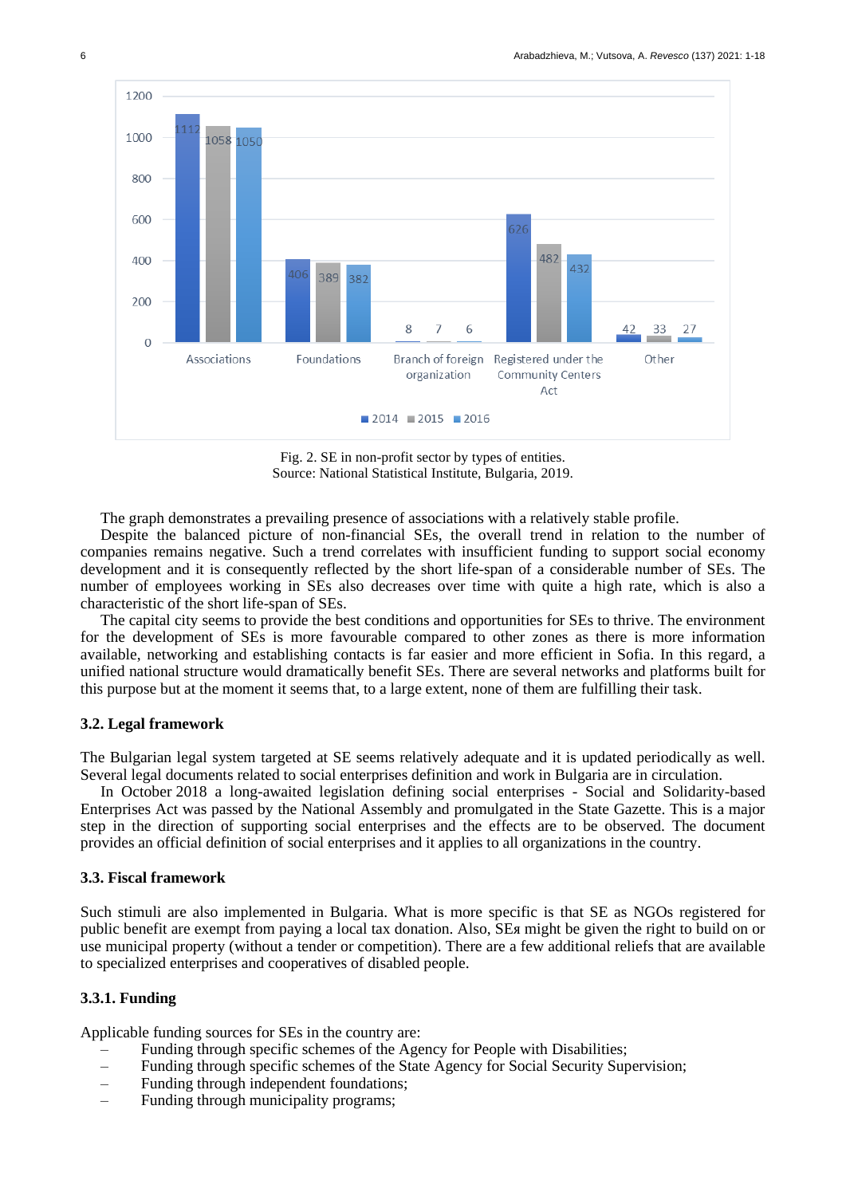Fig. 2. SE in non-profit sector by types of entities.
Source: National Statistical Institute, Bulgaria, 2019.

The graph demonstrates a prevailing presence of associations with a relatively stable profile.

Despite the balanced picture of non-financial SEs, the overall trend in relation to the number of companies remains negative. Such a trend correlates with insufficient funding to support social economy development and it is consequently reflected by the short life-span of a considerable number of SEs. The number of employees working in SEs also decreases over time with quite a high rate, which is also a characteristic of the short life-span of SEs.

The capital city seems to provide the best conditions and opportunities for SEs to thrive. The environment for the development of SEs is more favourable compared to other zones as there is more information available, networking and establishing contacts is far easier and more efficient in Sofia. In this regard, a unified national structure would dramatically benefit SEs. There are several networks and platforms built for this purpose but at the moment it seems that, to a large extent, none of them are fulfilling their task.

### 3.2. Legal framework

The Bulgarian legal system targeted at SE seems relatively adequate and it is updated periodically as well. Several legal documents related to social enterprises definition and work in Bulgaria are in circulation.

In October 2018 a long-awaited legislation defining social enterprises - Social and Solidarity-based Enterprises Act was passed by the National Assembly and promulgated in the State Gazette. This is a major step in the direction of supporting social enterprises and the effects are to be observed. The document provides an official definition of social enterprises and it applies to all organizations in the country.

### 3.3. Fiscal framework

Such stimuli are also implemented in Bulgaria. What is more specific is that SE as NGOs registered for public benefit are exempt from paying a local tax donation. Also, SEя might be given the right to build on or use municipal property (without a tender or competition). There are a few additional reliefs that are available to specialized enterprises and cooperatives of disabled people.

#### 3.3.1. Funding

Applicable funding sources for SEs in the country are:

– Funding through specific schemes of the Agency for People with Disabilities;
– Funding through specific schemes of the State Agency for Social Security Supervision;
– Funding through independent foundations;
– Funding through municipality programs;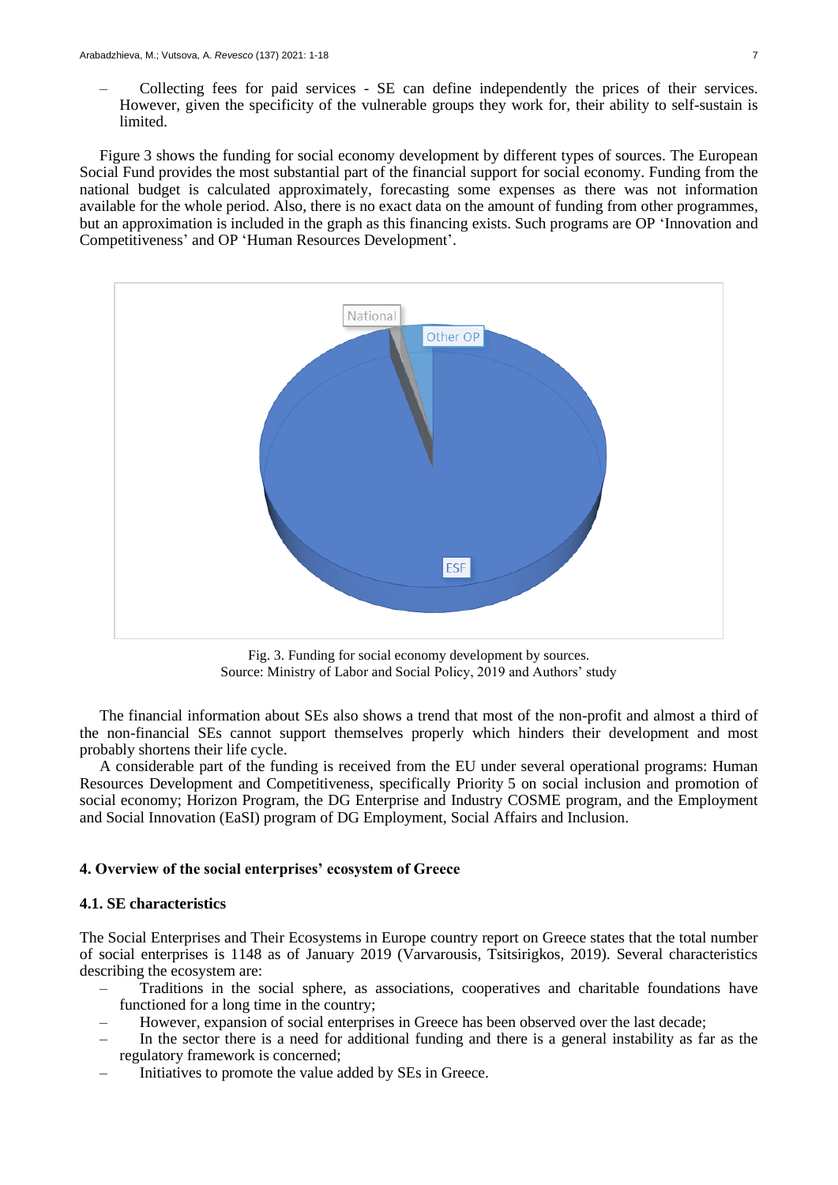– Collecting fees for paid services - SE can define independently the prices of their services. However, given the specificity of the vulnerable groups they work for, their ability to self-sustain is limited.

Figure 3 shows the funding for social economy development by different types of sources. The European Social Fund provides the most substantial part of the financial support for social economy. Funding from the national budget is calculated approximately, forecasting some expenses as there was not information available for the whole period. Also, there is no exact data on the amount of funding from other programmes, but an approximation is included in the graph as this financing exists. Such programs are OP 'Innovation and Competitiveness' and OP 'Human Resources Development'.

Fig. 3. Funding for social economy development by sources.
Source: Ministry of Labor and Social Policy, 2019 and Authors' study

The financial information about SEs also shows a trend that most of the non-profit and almost a third of the non-financial SEs cannot support themselves properly which hinders their development and most probably shortens their life cycle.

A considerable part of the funding is received from the EU under several operational programs: Human Resources Development and Competitiveness, specifically Priority 5 on social inclusion and promotion of social economy; Horizon Program, the DG Enterprise and Industry COSME program, and the Employment and Social Innovation (EaSI) program of DG Employment, Social Affairs and Inclusion.

## 4. Overview of the social enterprises' ecosystem of Greece

### 4.1. SE characteristics

The Social Enterprises and Their Ecosystems in Europe country report on Greece states that the total number of social enterprises is 1148 as of January 2019 (Varvarousis, Tsitsirigkos, 2019). Several characteristics describing the ecosystem are:

- Traditions in the social sphere, as associations, cooperatives and charitable foundations have functioned for a long time in the country;
- However, expansion of social enterprises in Greece has been observed over the last decade;
- In the sector there is a need for additional funding and there is a general instability as far as the regulatory framework is concerned;
- Initiatives to promote the value added by SEs in Greece.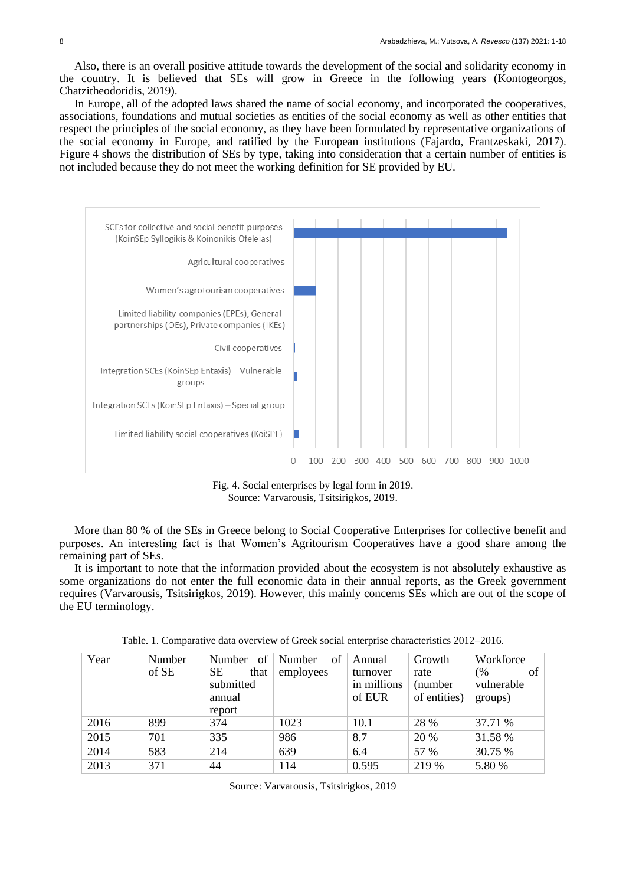Also, there is an overall positive attitude towards the development of the social and solidarity economy in the country. It is believed that SEs will grow in Greece in the following years (Kontogeorgos, Chatzitheodoridis, 2019).

In Europe, all of the adopted laws shared the name of social economy, and incorporated the cooperatives, associations, foundations and mutual societies as entities of the social economy as well as other entities that respect the principles of the social economy, as they have been formulated by representative organizations of the social economy in Europe, and ratified by the European institutions (Fajardo, Frantzeskaki, 2017). Figure 4 shows the distribution of SEs by type, taking into consideration that a certain number of entities is not included because they do not meet the working definition for SE provided by EU.

Fig. 4. Social enterprises by legal form in 2019.
Source: Varvarousis, Tsitsirigkos, 2019.

More than 80 % of the SEs in Greece belong to Social Cooperative Enterprises for collective benefit and purposes. An interesting fact is that Women's Agritourism Cooperatives have a good share among the remaining part of SEs.

It is important to note that the information provided about the ecosystem is not absolutely exhaustive as some organizations do not enter the full economic data in their annual reports, as the Greek government requires (Varvarousis, Tsitsirigkos, 2019). However, this mainly concerns SEs which are out of the scope of the EU terminology.

Table. 1. Comparative data overview of Greek social enterprise characteristics 2012–2016.

| Year | Number of SE | Number of SE that submitted annual report | Number of employees | Annual turnover in millions of EUR | Growth rate (number of entities) | Workforce (% of vulnerable groups) |
|---|---|---|---|---|---|---|
| 2016 | 899 | 374 | 1023 | 10.1 | 28 % | 37.71 % |
| 2015 | 701 | 335 | 986 | 8.7 | 20 % | 31.58 % |
| 2014 | 583 | 214 | 639 | 6.4 | 57 % | 30.75 % |
| 2013 | 371 | 44 | 114 | 0.595 | 219 % | 5.80 % |

Source: Varvarousis, Tsitsirigkos, 2019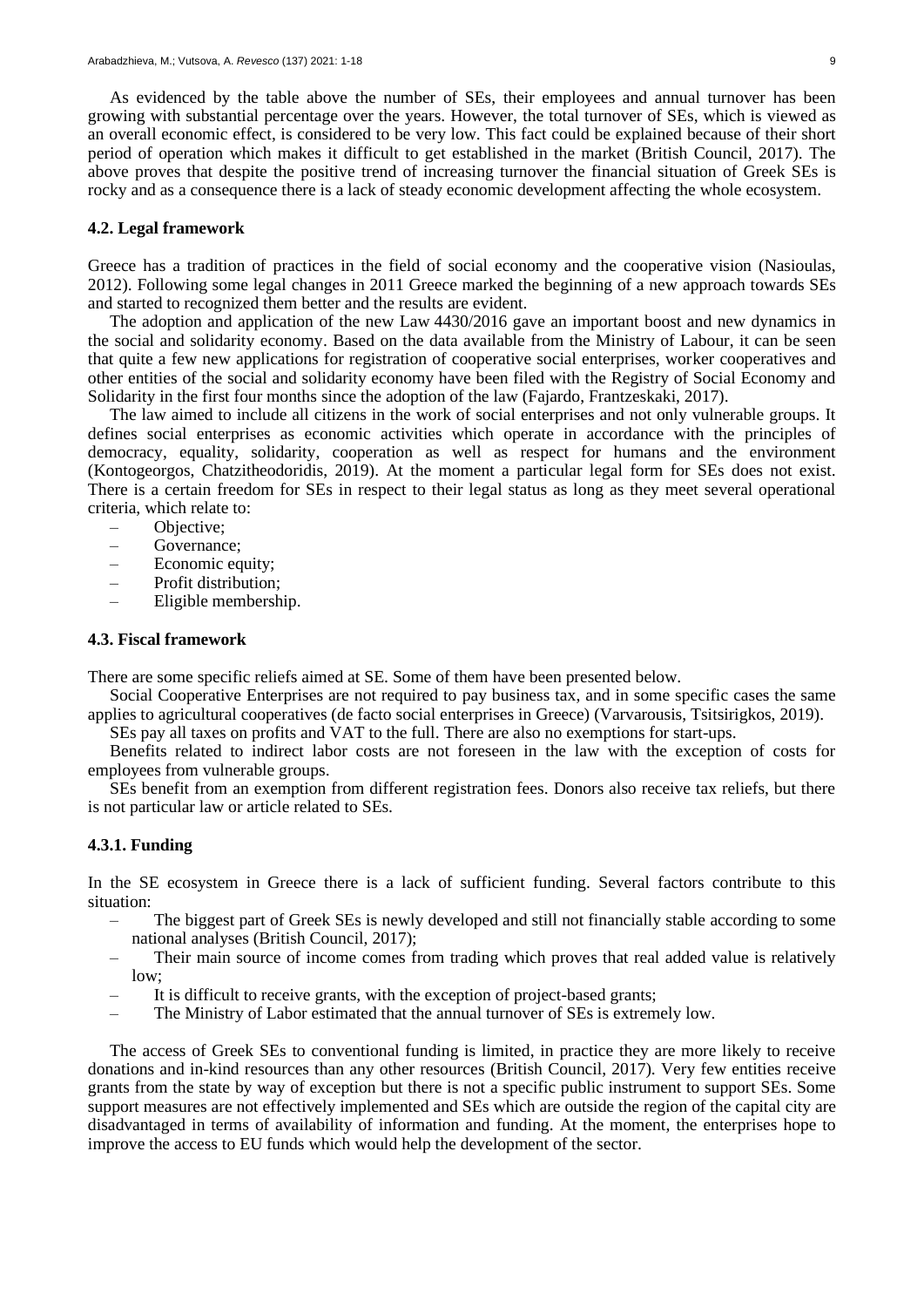As evidenced by the table above the number of SEs, their employees and annual turnover has been growing with substantial percentage over the years. However, the total turnover of SEs, which is viewed as an overall economic effect, is considered to be very low. This fact could be explained because of their short period of operation which makes it difficult to get established in the market (British Council, 2017). The above proves that despite the positive trend of increasing turnover the financial situation of Greek SEs is rocky and as a consequence there is a lack of steady economic development affecting the whole ecosystem.

### 4.2. Legal framework

Greece has a tradition of practices in the field of social economy and the cooperative vision (Nasioulas, 2012). Following some legal changes in 2011 Greece marked the beginning of a new approach towards SEs and started to recognized them better and the results are evident.

The adoption and application of the new Law 4430/2016 gave an important boost and new dynamics in the social and solidarity economy. Based on the data available from the Ministry of Labour, it can be seen that quite a few new applications for registration of cooperative social enterprises, worker cooperatives and other entities of the social and solidarity economy have been filed with the Registry of Social Economy and Solidarity in the first four months since the adoption of the law (Fajardo, Frantzeskaki, 2017).

The law aimed to include all citizens in the work of social enterprises and not only vulnerable groups. It defines social enterprises as economic activities which operate in accordance with the principles of democracy, equality, solidarity, cooperation as well as respect for humans and the environment (Kontogeorgos, Chatzitheodoridis, 2019). At the moment a particular legal form for SEs does not exist. There is a certain freedom for SEs in respect to their legal status as long as they meet several operational criteria, which relate to:

- Objective;
- Governance;
- Economic equity;
- Profit distribution;
- Eligible membership.

### 4.3. Fiscal framework

There are some specific reliefs aimed at SE. Some of them have been presented below.

Social Cooperative Enterprises are not required to pay business tax, and in some specific cases the same applies to agricultural cooperatives (de facto social enterprises in Greece) (Varvarousis, Tsitsirigkos, 2019).

SEs pay all taxes on profits and VAT to the full. There are also no exemptions for start-ups.

Benefits related to indirect labor costs are not foreseen in the law with the exception of costs for employees from vulnerable groups.

SEs benefit from an exemption from different registration fees. Donors also receive tax reliefs, but there is not particular law or article related to SEs.

#### 4.3.1. Funding

In the SE ecosystem in Greece there is a lack of sufficient funding. Several factors contribute to this situation:

- The biggest part of Greek SEs is newly developed and still not financially stable according to some national analyses (British Council, 2017);
- Their main source of income comes from trading which proves that real added value is relatively low;
- It is difficult to receive grants, with the exception of project-based grants;
- The Ministry of Labor estimated that the annual turnover of SEs is extremely low.

The access of Greek SEs to conventional funding is limited, in practice they are more likely to receive donations and in-kind resources than any other resources (British Council, 2017). Very few entities receive grants from the state by way of exception but there is not a specific public instrument to support SEs. Some support measures are not effectively implemented and SEs which are outside the region of the capital city are disadvantaged in terms of availability of information and funding. At the moment, the enterprises hope to improve the access to EU funds which would help the development of the sector.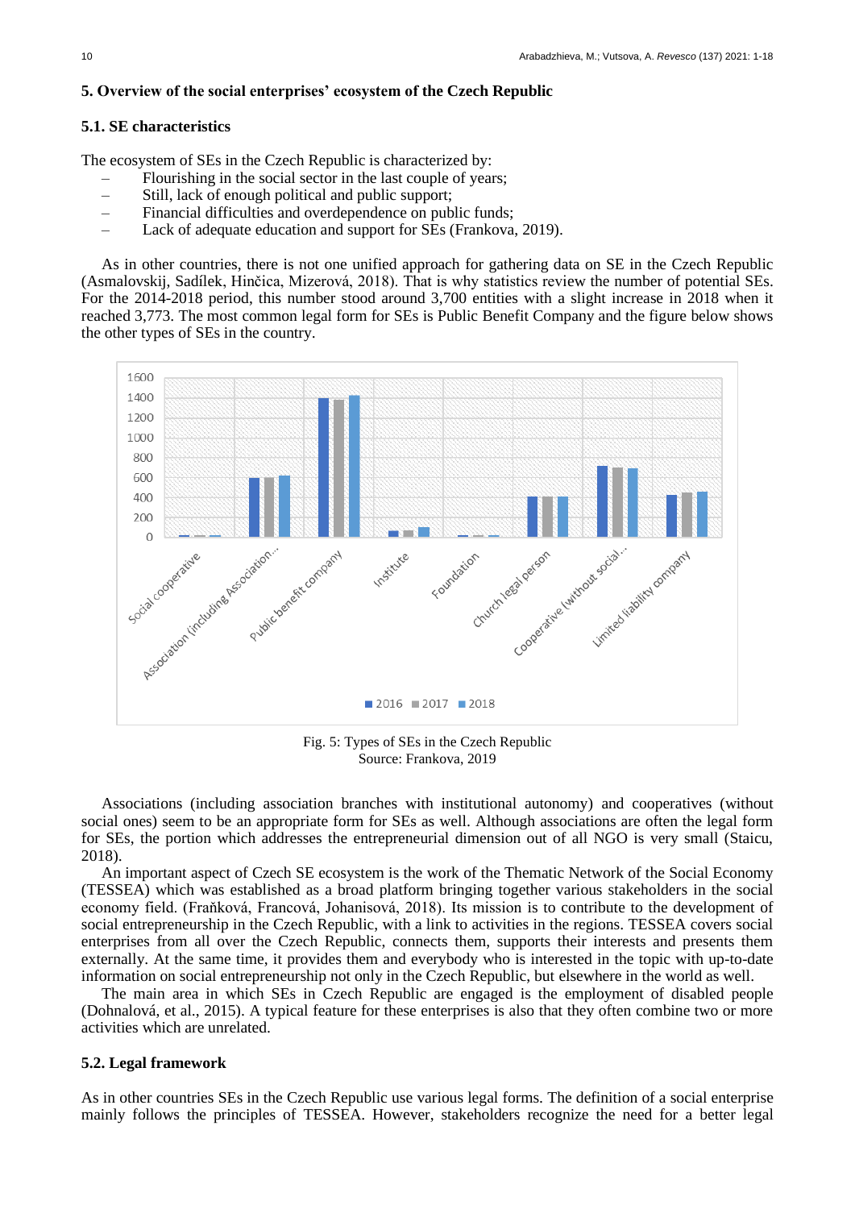## 5. Overview of the social enterprises' ecosystem of the Czech Republic

### 5.1. SE characteristics

The ecosystem of SEs in the Czech Republic is characterized by:

- Flourishing in the social sector in the last couple of years;
- Still, lack of enough political and public support;
- Financial difficulties and overdependence on public funds;
- Lack of adequate education and support for SEs (Frankova, 2019).

As in other countries, there is not one unified approach for gathering data on SE in the Czech Republic (Asmalovskij, Sadílek, Hinčica, Mizerová, 2018). That is why statistics review the number of potential SEs. For the 2014-2018 period, this number stood around 3,700 entities with a slight increase in 2018 when it reached 3,773. The most common legal form for SEs is Public Benefit Company and the figure below shows the other types of SEs in the country.

Fig. 5: Types of SEs in the Czech Republic
Source: Frankova, 2019

Associations (including association branches with institutional autonomy) and cooperatives (without social ones) seem to be an appropriate form for SEs as well. Although associations are often the legal form for SEs, the portion which addresses the entrepreneurial dimension out of all NGO is very small (Staicu, 2018).

An important aspect of Czech SE ecosystem is the work of the Thematic Network of the Social Economy (TESSEA) which was established as a broad platform bringing together various stakeholders in the social economy field. (Fraňková, Francová, Johanisová, 2018). Its mission is to contribute to the development of social entrepreneurship in the Czech Republic, with a link to activities in the regions. TESSEA covers social enterprises from all over the Czech Republic, connects them, supports their interests and presents them externally. At the same time, it provides them and everybody who is interested in the topic with up-to-date information on social entrepreneurship not only in the Czech Republic, but elsewhere in the world as well.

The main area in which SEs in Czech Republic are engaged is the employment of disabled people (Dohnalová, et al., 2015). A typical feature for these enterprises is also that they often combine two or more activities which are unrelated.

### 5.2. Legal framework

As in other countries SEs in the Czech Republic use various legal forms. The definition of a social enterprise mainly follows the principles of TESSEA. However, stakeholders recognize the need for a better legal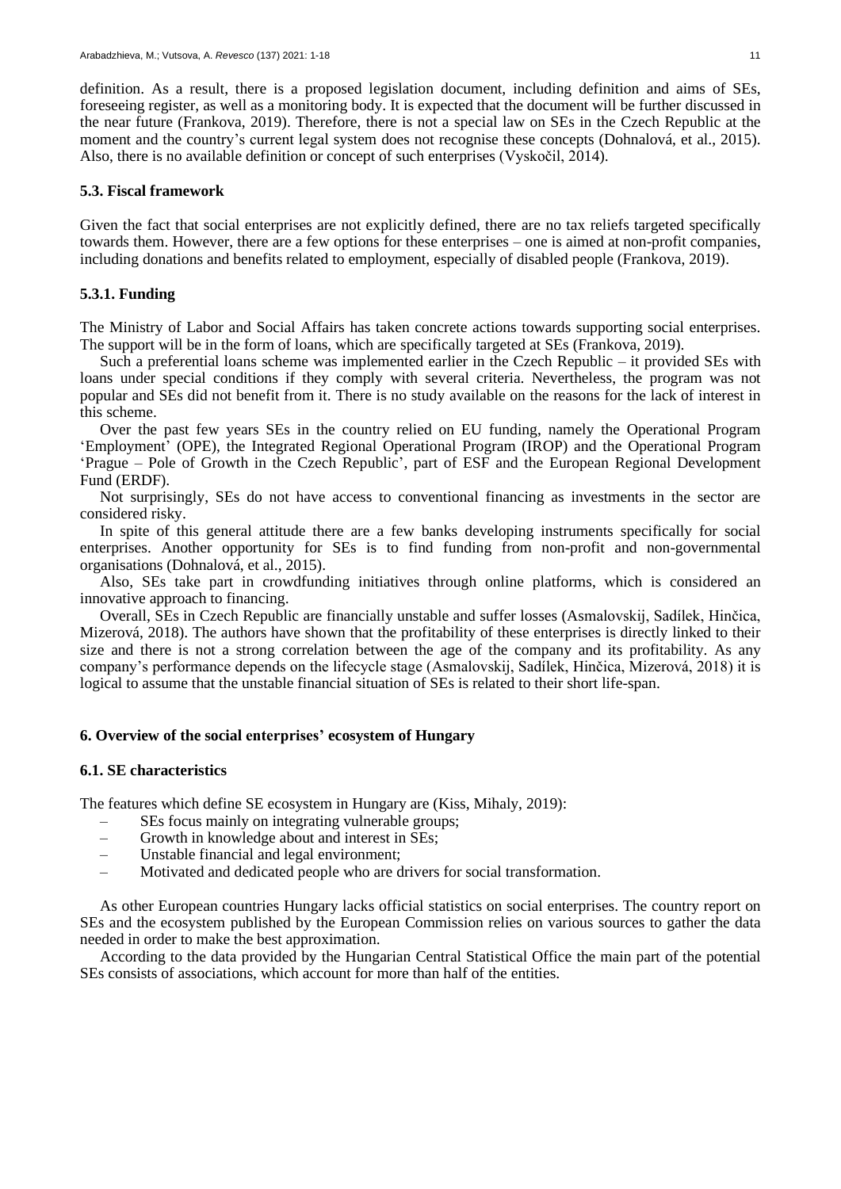definition. As a result, there is a proposed legislation document, including definition and aims of SEs, foreseeing register, as well as a monitoring body. It is expected that the document will be further discussed in the near future (Frankova, 2019). Therefore, there is not a special law on SEs in the Czech Republic at the moment and the country's current legal system does not recognise these concepts (Dohnalová, et al., 2015). Also, there is no available definition or concept of such enterprises (Vyskočil, 2014).

### 5.3. Fiscal framework

Given the fact that social enterprises are not explicitly defined, there are no tax reliefs targeted specifically towards them. However, there are a few options for these enterprises – one is aimed at non-profit companies, including donations and benefits related to employment, especially of disabled people (Frankova, 2019).

#### 5.3.1. Funding

The Ministry of Labor and Social Affairs has taken concrete actions towards supporting social enterprises. The support will be in the form of loans, which are specifically targeted at SEs (Frankova, 2019).

Such a preferential loans scheme was implemented earlier in the Czech Republic – it provided SEs with loans under special conditions if they comply with several criteria. Nevertheless, the program was not popular and SEs did not benefit from it. There is no study available on the reasons for the lack of interest in this scheme.

Over the past few years SEs in the country relied on EU funding, namely the Operational Program 'Employment' (OPE), the Integrated Regional Operational Program (IROP) and the Operational Program 'Prague – Pole of Growth in the Czech Republic', part of ESF and the European Regional Development Fund (ERDF).

Not surprisingly, SEs do not have access to conventional financing as investments in the sector are considered risky.

In spite of this general attitude there are a few banks developing instruments specifically for social enterprises. Another opportunity for SEs is to find funding from non-profit and non-governmental organisations (Dohnalová, et al., 2015).

Also, SEs take part in crowdfunding initiatives through online platforms, which is considered an innovative approach to financing.

Overall, SEs in Czech Republic are financially unstable and suffer losses (Asmalovskij, Sadílek, Hinčica, Mizerová, 2018). The authors have shown that the profitability of these enterprises is directly linked to their size and there is not a strong correlation between the age of the company and its profitability. As any company's performance depends on the lifecycle stage (Asmalovskij, Sadílek, Hinčica, Mizerová, 2018) it is logical to assume that the unstable financial situation of SEs is related to their short life-span.

## 6. Overview of the social enterprises' ecosystem of Hungary

### 6.1. SE characteristics

The features which define SE ecosystem in Hungary are (Kiss, Mihaly, 2019):

- SEs focus mainly on integrating vulnerable groups;
- Growth in knowledge about and interest in SEs;
- Unstable financial and legal environment;
- Motivated and dedicated people who are drivers for social transformation.

As other European countries Hungary lacks official statistics on social enterprises. The country report on SEs and the ecosystem published by the European Commission relies on various sources to gather the data needed in order to make the best approximation.

According to the data provided by the Hungarian Central Statistical Office the main part of the potential SEs consists of associations, which account for more than half of the entities.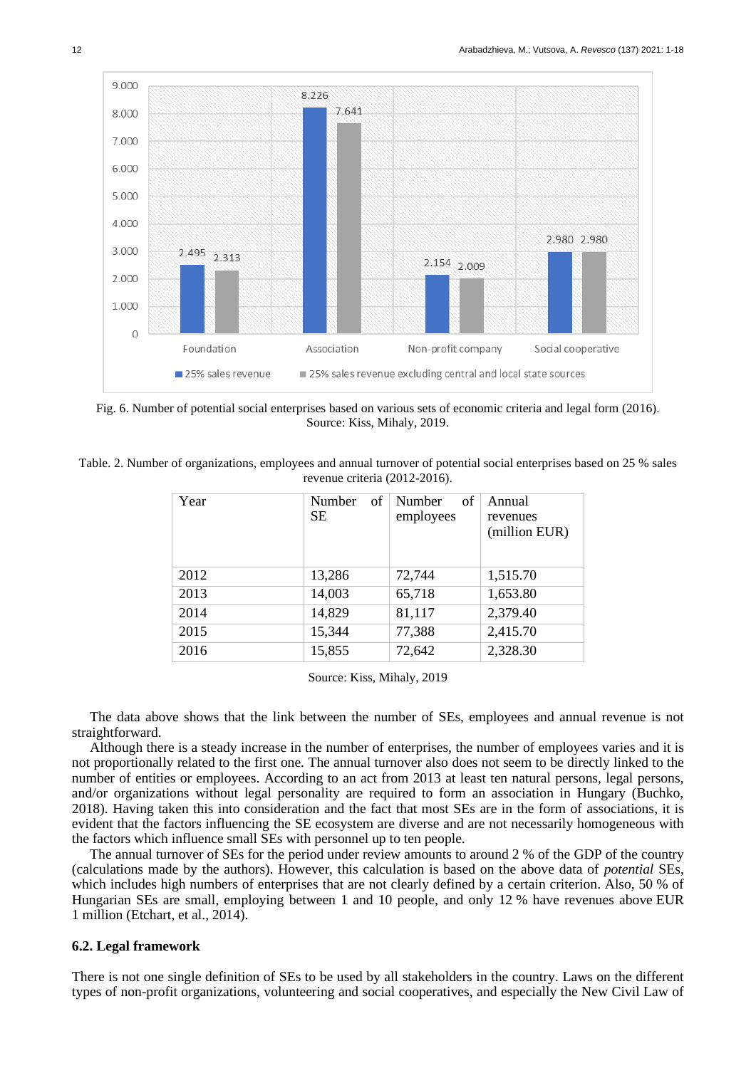Fig. 6. Number of potential social enterprises based on various sets of economic criteria and legal form (2016).
Source: Kiss, Mihaly, 2019.

Table. 2. Number of organizations, employees and annual turnover of potential social enterprises based on 25 % sales revenue criteria (2012-2016).

| Year | Number of SE | Number of employees | Annual revenues (million EUR) |
|---|---|---|---|
| 2012 | 13,286 | 72,744 | 1,515.70 |
| 2013 | 14,003 | 65,718 | 1,653.80 |
| 2014 | 14,829 | 81,117 | 2,379.40 |
| 2015 | 15,344 | 77,388 | 2,415.70 |
| 2016 | 15,855 | 72,642 | 2,328.30 |

Source: Kiss, Mihaly, 2019

The data above shows that the link between the number of SEs, employees and annual revenue is not straightforward.

Although there is a steady increase in the number of enterprises, the number of employees varies and it is not proportionally related to the first one. The annual turnover also does not seem to be directly linked to the number of entities or employees. According to an act from 2013 at least ten natural persons, legal persons, and/or organizations without legal personality are required to form an association in Hungary (Buchko, 2018). Having taken this into consideration and the fact that most SEs are in the form of associations, it is evident that the factors influencing the SE ecosystem are diverse and are not necessarily homogeneous with the factors which influence small SEs with personnel up to ten people.

The annual turnover of SEs for the period under review amounts to around 2 % of the GDP of the country (calculations made by the authors). However, this calculation is based on the above data of *potential* SEs, which includes high numbers of enterprises that are not clearly defined by a certain criterion. Also, 50 % of Hungarian SEs are small, employing between 1 and 10 people, and only 12 % have revenues above EUR 1 million (Etchart, et al., 2014).

### 6.2. Legal framework

There is not one single definition of SEs to be used by all stakeholders in the country. Laws on the different types of non-profit organizations, volunteering and social cooperatives, and especially the New Civil Law of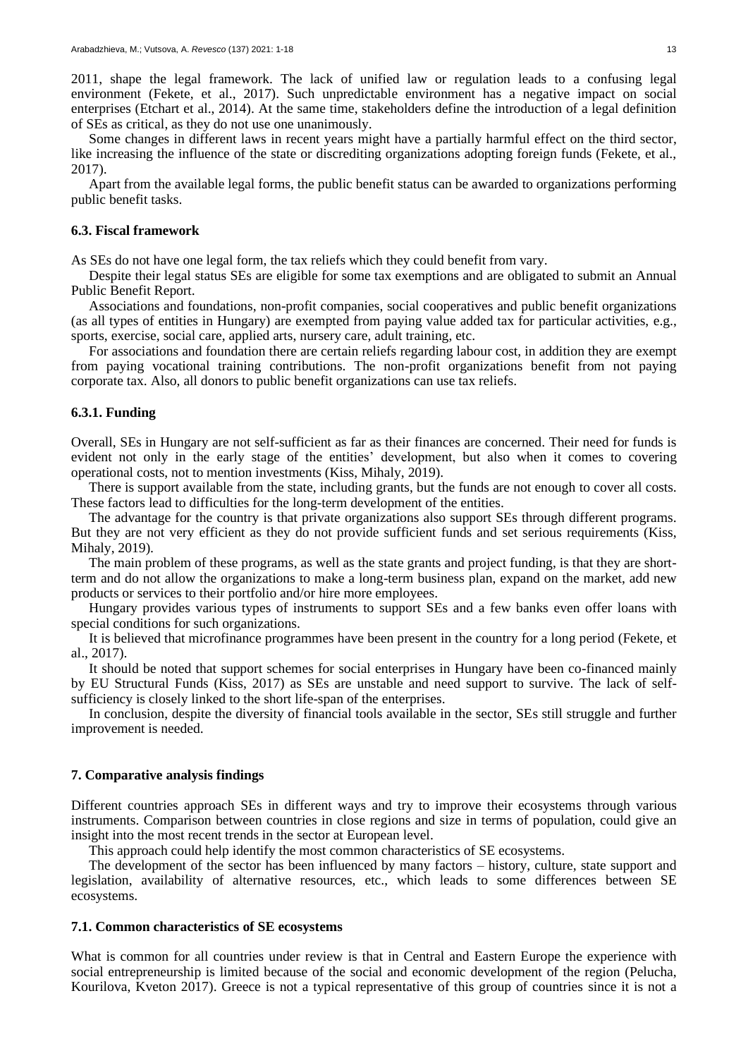2011, shape the legal framework. The lack of unified law or regulation leads to a confusing legal environment (Fekete, et al., 2017). Such unpredictable environment has a negative impact on social enterprises (Etchart et al., 2014). At the same time, stakeholders define the introduction of a legal definition of SEs as critical, as they do not use one unanimously.

Some changes in different laws in recent years might have a partially harmful effect on the third sector, like increasing the influence of the state or discrediting organizations adopting foreign funds (Fekete, et al., 2017).

Apart from the available legal forms, the public benefit status can be awarded to organizations performing public benefit tasks.

### 6.3. Fiscal framework

As SEs do not have one legal form, the tax reliefs which they could benefit from vary.

Despite their legal status SEs are eligible for some tax exemptions and are obligated to submit an Annual Public Benefit Report.

Associations and foundations, non-profit companies, social cooperatives and public benefit organizations (as all types of entities in Hungary) are exempted from paying value added tax for particular activities, e.g., sports, exercise, social care, applied arts, nursery care, adult training, etc.

For associations and foundation there are certain reliefs regarding labour cost, in addition they are exempt from paying vocational training contributions. The non-profit organizations benefit from not paying corporate tax. Also, all donors to public benefit organizations can use tax reliefs.

#### 6.3.1. Funding

Overall, SEs in Hungary are not self-sufficient as far as their finances are concerned. Their need for funds is evident not only in the early stage of the entities' development, but also when it comes to covering operational costs, not to mention investments (Kiss, Mihaly, 2019).

There is support available from the state, including grants, but the funds are not enough to cover all costs. These factors lead to difficulties for the long-term development of the entities.

The advantage for the country is that private organizations also support SEs through different programs. But they are not very efficient as they do not provide sufficient funds and set serious requirements (Kiss, Mihaly, 2019).

The main problem of these programs, as well as the state grants and project funding, is that they are short-term and do not allow the organizations to make a long-term business plan, expand on the market, add new products or services to their portfolio and/or hire more employees.

Hungary provides various types of instruments to support SEs and a few banks even offer loans with special conditions for such organizations.

It is believed that microfinance programmes have been present in the country for a long period (Fekete, et al., 2017).

It should be noted that support schemes for social enterprises in Hungary have been co-financed mainly by EU Structural Funds (Kiss, 2017) as SEs are unstable and need support to survive. The lack of self-sufficiency is closely linked to the short life-span of the enterprises.

In conclusion, despite the diversity of financial tools available in the sector, SEs still struggle and further improvement is needed.

## 7. Comparative analysis findings

Different countries approach SEs in different ways and try to improve their ecosystems through various instruments. Comparison between countries in close regions and size in terms of population, could give an insight into the most recent trends in the sector at European level.

This approach could help identify the most common characteristics of SE ecosystems.

The development of the sector has been influenced by many factors – history, culture, state support and legislation, availability of alternative resources, etc., which leads to some differences between SE ecosystems.

### 7.1. Common characteristics of SE ecosystems

What is common for all countries under review is that in Central and Eastern Europe the experience with social entrepreneurship is limited because of the social and economic development of the region (Pelucha, Kourilova, Kveton 2017). Greece is not a typical representative of this group of countries since it is not a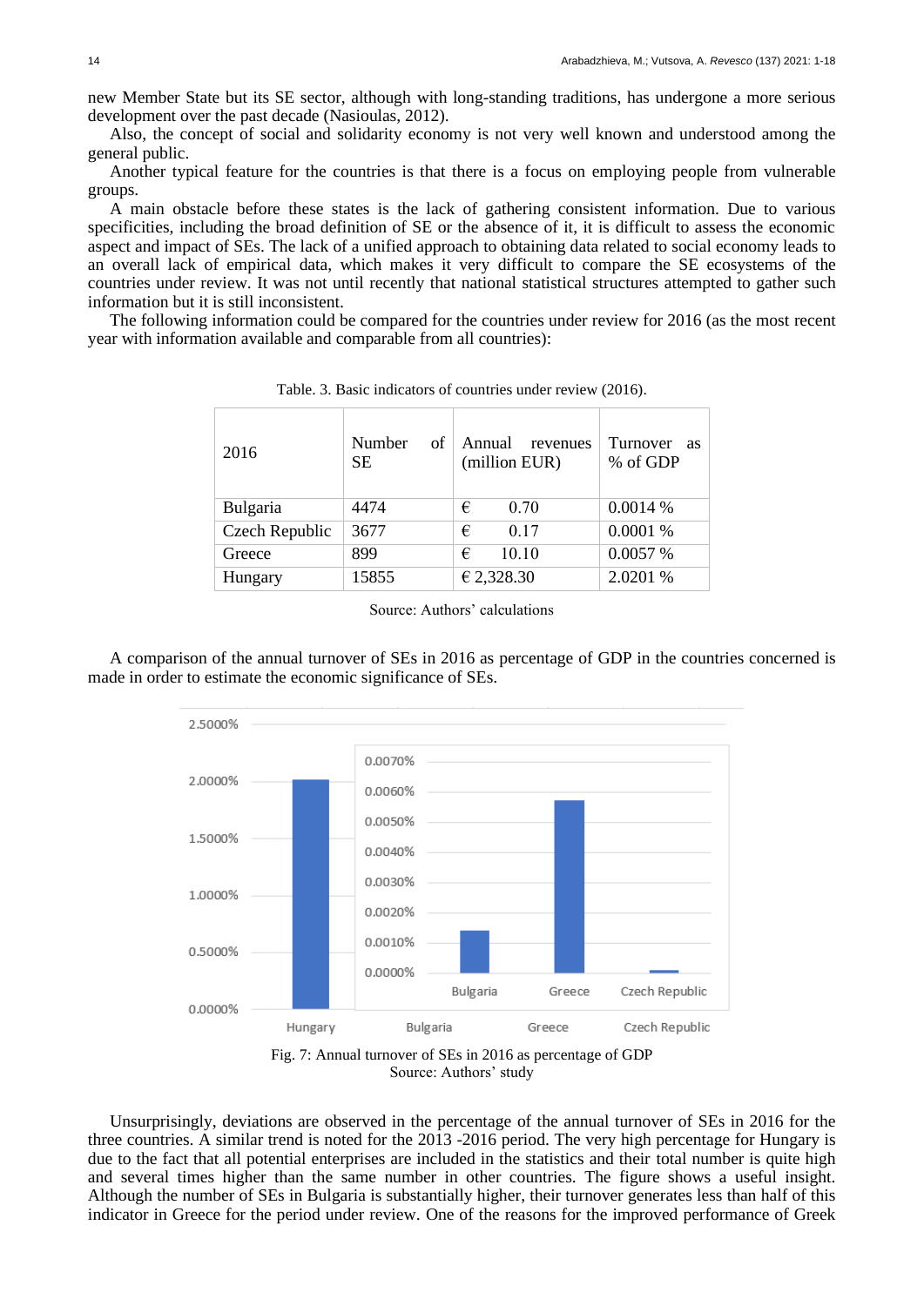new Member State but its SE sector, although with long-standing traditions, has undergone a more serious development over the past decade (Nasioulas, 2012).

Also, the concept of social and solidarity economy is not very well known and understood among the general public.

Another typical feature for the countries is that there is a focus on employing people from vulnerable groups.

A main obstacle before these states is the lack of gathering consistent information. Due to various specificities, including the broad definition of SE or the absence of it, it is difficult to assess the economic aspect and impact of SEs. The lack of a unified approach to obtaining data related to social economy leads to an overall lack of empirical data, which makes it very difficult to compare the SE ecosystems of the countries under review. It was not until recently that national statistical structures attempted to gather such information but it is still inconsistent.

The following information could be compared for the countries under review for 2016 (as the most recent year with information available and comparable from all countries):

Table. 3. Basic indicators of countries under review (2016).

| 2016 | Number of SE | Annual revenues (million EUR) | Turnover as % of GDP |
|---|---|---|---|
| Bulgaria | 4474 | € 0.70 | 0.0014 % |
| Czech Republic | 3677 | € 0.17 | 0.0001 % |
| Greece | 899 | € 10.10 | 0.0057 % |
| Hungary | 15855 | € 2,328.30 | 2.0201 % |

Source: Authors' calculations

A comparison of the annual turnover of SEs in 2016 as percentage of GDP in the countries concerned is made in order to estimate the economic significance of SEs.

Fig. 7: Annual turnover of SEs in 2016 as percentage of GDP
Source: Authors' study

Unsurprisingly, deviations are observed in the percentage of the annual turnover of SEs in 2016 for the three countries. A similar trend is noted for the 2013 -2016 period. The very high percentage for Hungary is due to the fact that all potential enterprises are included in the statistics and their total number is quite high and several times higher than the same number in other countries. The figure shows a useful insight. Although the number of SEs in Bulgaria is substantially higher, their turnover generates less than half of this indicator in Greece for the period under review. One of the reasons for the improved performance of Greek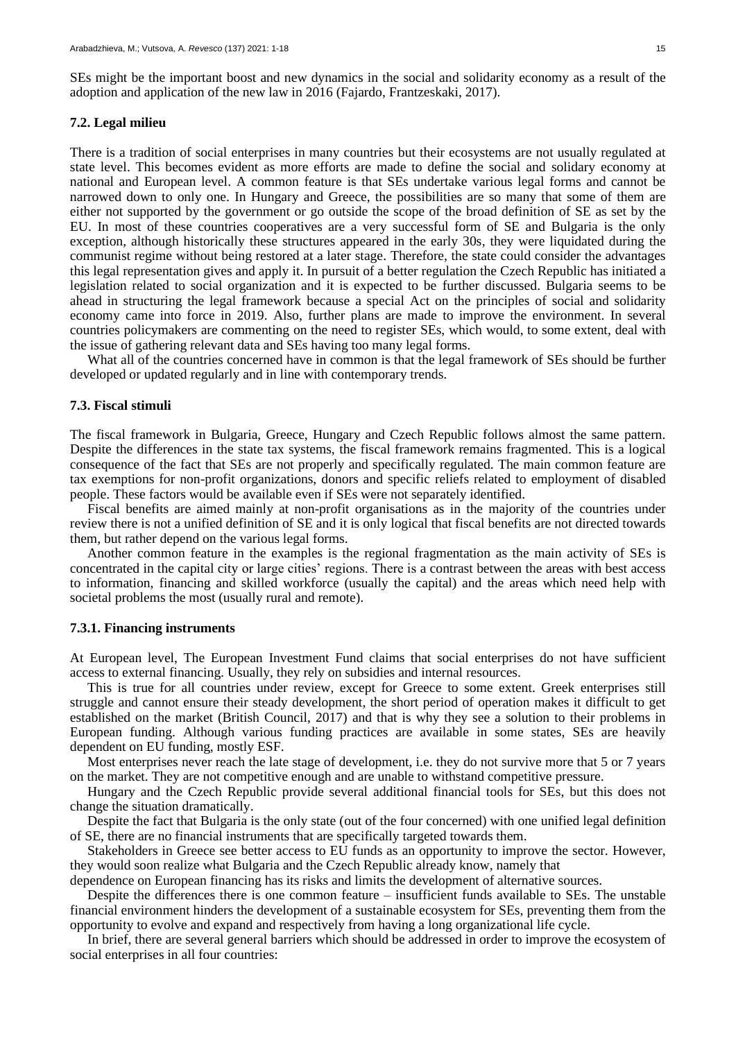SEs might be the important boost and new dynamics in the social and solidarity economy as a result of the adoption and application of the new law in 2016 (Fajardo, Frantzeskaki, 2017).

### 7.2. Legal milieu

There is a tradition of social enterprises in many countries but their ecosystems are not usually regulated at state level. This becomes evident as more efforts are made to define the social and solidary economy at national and European level. A common feature is that SEs undertake various legal forms and cannot be narrowed down to only one. In Hungary and Greece, the possibilities are so many that some of them are either not supported by the government or go outside the scope of the broad definition of SE as set by the EU. In most of these countries cooperatives are a very successful form of SE and Bulgaria is the only exception, although historically these structures appeared in the early 30s, they were liquidated during the communist regime without being restored at a later stage. Therefore, the state could consider the advantages this legal representation gives and apply it. In pursuit of a better regulation the Czech Republic has initiated a legislation related to social organization and it is expected to be further discussed. Bulgaria seems to be ahead in structuring the legal framework because a special Act on the principles of social and solidarity economy came into force in 2019. Also, further plans are made to improve the environment. In several countries policymakers are commenting on the need to register SEs, which would, to some extent, deal with the issue of gathering relevant data and SEs having too many legal forms.

What all of the countries concerned have in common is that the legal framework of SEs should be further developed or updated regularly and in line with contemporary trends.

### 7.3. Fiscal stimuli

The fiscal framework in Bulgaria, Greece, Hungary and Czech Republic follows almost the same pattern. Despite the differences in the state tax systems, the fiscal framework remains fragmented. This is a logical consequence of the fact that SEs are not properly and specifically regulated. The main common feature are tax exemptions for non-profit organizations, donors and specific reliefs related to employment of disabled people. These factors would be available even if SEs were not separately identified.

Fiscal benefits are aimed mainly at non-profit organisations as in the majority of the countries under review there is not a unified definition of SE and it is only logical that fiscal benefits are not directed towards them, but rather depend on the various legal forms.

Another common feature in the examples is the regional fragmentation as the main activity of SEs is concentrated in the capital city or large cities' regions. There is a contrast between the areas with best access to information, financing and skilled workforce (usually the capital) and the areas which need help with societal problems the most (usually rural and remote).

#### 7.3.1. Financing instruments

At European level, The European Investment Fund claims that social enterprises do not have sufficient access to external financing. Usually, they rely on subsidies and internal resources.

This is true for all countries under review, except for Greece to some extent. Greek enterprises still struggle and cannot ensure their steady development, the short period of operation makes it difficult to get established on the market (British Council, 2017) and that is why they see a solution to their problems in European funding. Although various funding practices are available in some states, SEs are heavily dependent on EU funding, mostly ESF.

Most enterprises never reach the late stage of development, i.e. they do not survive more that 5 or 7 years on the market. They are not competitive enough and are unable to withstand competitive pressure.

Hungary and the Czech Republic provide several additional financial tools for SEs, but this does not change the situation dramatically.

Despite the fact that Bulgaria is the only state (out of the four concerned) with one unified legal definition of SE, there are no financial instruments that are specifically targeted towards them.

Stakeholders in Greece see better access to EU funds as an opportunity to improve the sector. However, they would soon realize what Bulgaria and the Czech Republic already know, namely that dependence on European financing has its risks and limits the development of alternative sources.

Despite the differences there is one common feature – insufficient funds available to SEs. The unstable financial environment hinders the development of a sustainable ecosystem for SEs, preventing them from the opportunity to evolve and expand and respectively from having a long organizational life cycle.

In brief, there are several general barriers which should be addressed in order to improve the ecosystem of social enterprises in all four countries: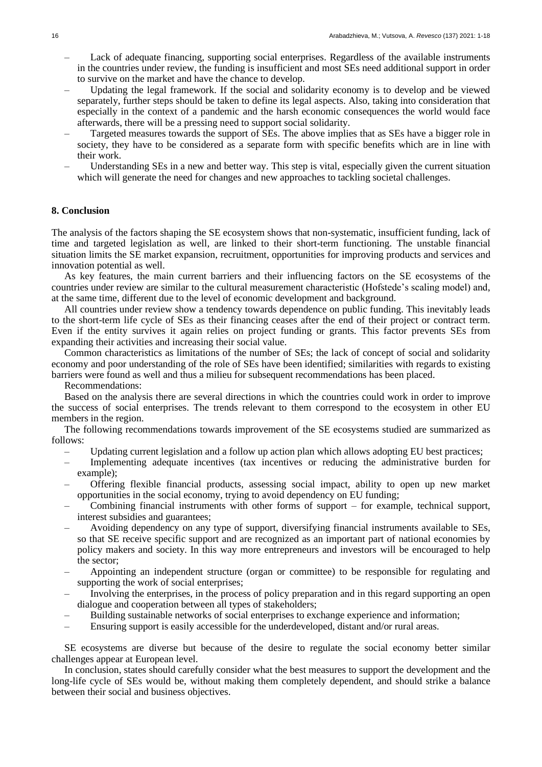- Lack of adequate financing, supporting social enterprises. Regardless of the available instruments in the countries under review, the funding is insufficient and most SEs need additional support in order to survive on the market and have the chance to develop.
- Updating the legal framework. If the social and solidarity economy is to develop and be viewed separately, further steps should be taken to define its legal aspects. Also, taking into consideration that especially in the context of a pandemic and the harsh economic consequences the world would face afterwards, there will be a pressing need to support social solidarity.
- Targeted measures towards the support of SEs. The above implies that as SEs have a bigger role in society, they have to be considered as a separate form with specific benefits which are in line with their work.
- Understanding SEs in a new and better way. This step is vital, especially given the current situation which will generate the need for changes and new approaches to tackling societal challenges.

## 8. Conclusion

The analysis of the factors shaping the SE ecosystem shows that non-systematic, insufficient funding, lack of time and targeted legislation as well, are linked to their short-term functioning. The unstable financial situation limits the SE market expansion, recruitment, opportunities for improving products and services and innovation potential as well.

As key features, the main current barriers and their influencing factors on the SE ecosystems of the countries under review are similar to the cultural measurement characteristic (Hofstede's scaling model) and, at the same time, different due to the level of economic development and background.

All countries under review show a tendency towards dependence on public funding. This inevitably leads to the short-term life cycle of SEs as their financing ceases after the end of their project or contract term. Even if the entity survives it again relies on project funding or grants. This factor prevents SEs from expanding their activities and increasing their social value.

Common characteristics as limitations of the number of SEs; the lack of concept of social and solidarity economy and poor understanding of the role of SEs have been identified; similarities with regards to existing barriers were found as well and thus a milieu for subsequent recommendations has been placed.

Recommendations:

Based on the analysis there are several directions in which the countries could work in order to improve the success of social enterprises. The trends relevant to them correspond to the ecosystem in other EU members in the region.

The following recommendations towards improvement of the SE ecosystems studied are summarized as follows:

- Updating current legislation and a follow up action plan which allows adopting EU best practices;
- Implementing adequate incentives (tax incentives or reducing the administrative burden for example);
- Offering flexible financial products, assessing social impact, ability to open up new market opportunities in the social economy, trying to avoid dependency on EU funding;
- Combining financial instruments with other forms of support – for example, technical support, interest subsidies and guarantees;
- Avoiding dependency on any type of support, diversifying financial instruments available to SEs, so that SE receive specific support and are recognized as an important part of national economies by policy makers and society. In this way more entrepreneurs and investors will be encouraged to help the sector;
- Appointing an independent structure (organ or committee) to be responsible for regulating and supporting the work of social enterprises;
- Involving the enterprises, in the process of policy preparation and in this regard supporting an open dialogue and cooperation between all types of stakeholders;
- Building sustainable networks of social enterprises to exchange experience and information;
- Ensuring support is easily accessible for the underdeveloped, distant and/or rural areas.

SE ecosystems are diverse but because of the desire to regulate the social economy better similar challenges appear at European level.

In conclusion, states should carefully consider what the best measures to support the development and the long-life cycle of SEs would be, without making them completely dependent, and should strike a balance between their social and business objectives.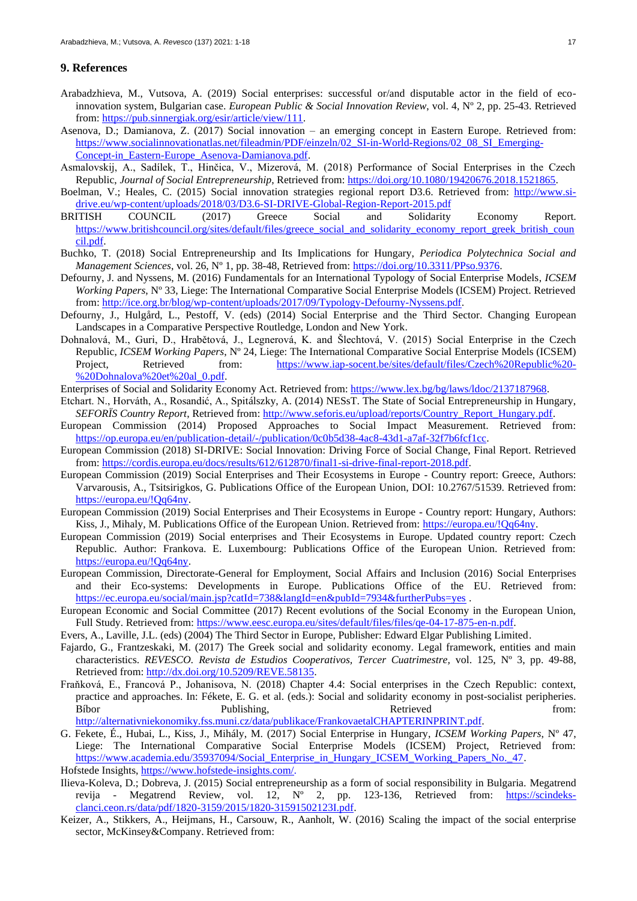## 9. References

Arabadzhieva, M., Vutsova, A. (2019) Social enterprises: successful or/and disputable actor in the field of eco-innovation system, Bulgarian case. *European Public & Social Innovation Review*, vol. 4, Nº 2, pp. 25-43. Retrieved from: https://pub.sinnergiak.org/esir/article/view/111.

Asenova, D.; Damianova, Z. (2017) Social innovation – an emerging concept in Eastern Europe. Retrieved from: https://www.socialinnovationatlas.net/fileadmin/PDF/einzeln/02_SI-in-World-Regions/02_08_SI_Emerging-Concept-in_Eastern-Europe_Asenova-Damianova.pdf.

Asmalovskij, A., Sadílek, T., Hinčica, V., Mizerová, M. (2018) Performance of Social Enterprises in the Czech Republic, *Journal of Social Entrepreneurship*, Retrieved from: https://doi.org/10.1080/19420676.2018.1521865.

Boelman, V.; Heales, C. (2015) Social innovation strategies regional report D3.6. Retrieved from: http://www.si-drive.eu/wp-content/uploads/2018/03/D3.6-SI-DRIVE-Global-Region-Report-2015.pdf

BRITISH COUNCIL (2017) Greece Social and Solidarity Economy Report. https://www.britishcouncil.org/sites/default/files/greece_social_and_solidarity_economy_report_greek_british_council.pdf.

Buchko, T. (2018) Social Entrepreneurship and Its Implications for Hungary, *Periodica Polytechnica Social and Management Sciences*, vol. 26, Nº 1, pp. 38-48, Retrieved from: https://doi.org/10.3311/PPso.9376.

Defourny, J. and Nyssens, M. (2016) Fundamentals for an International Typology of Social Enterprise Models, *ICSEM Working Papers*, Nº 33, Liege: The International Comparative Social Enterprise Models (ICSEM) Project. Retrieved from: http://ice.org.br/blog/wp-content/uploads/2017/09/Typology-Defourny-Nyssens.pdf.

Defourny, J., Hulgård, L., Pestoff, V. (eds) (2014) Social Enterprise and the Third Sector. Changing European Landscapes in a Comparative Perspective Routledge, London and New York.

Dohnalová, M., Guri, D., Hrabětová, J., Legnerová, K. and Šlechtová, V. (2015) Social Enterprise in the Czech Republic, *ICSEM Working Papers*, Nº 24, Liege: The International Comparative Social Enterprise Models (ICSEM) Project, Retrieved from: https://www.iap-socent.be/sites/default/files/Czech%20Republic%20-%20Dohnalova%20et%20al_0.pdf.

Enterprises of Social and Solidarity Economy Act. Retrieved from: https://www.lex.bg/bg/laws/ldoc/2137187968.

Etchart. N., Horváth, A., Rosandić, A., Spitálszky, A. (2014) NESsT. The State of Social Entrepreneurship in Hungary, *SEFORÏS Country Report*, Retrieved from: http://www.seforis.eu/upload/reports/Country_Report_Hungary.pdf.

European Commission (2014) Proposed Approaches to Social Impact Measurement. Retrieved from: https://op.europa.eu/en/publication-detail/-/publication/0c0b5d38-4ac8-43d1-a7af-32f7b6fcf1cc.

European Commission (2018) SI-DRIVE: Social Innovation: Driving Force of Social Change, Final Report. Retrieved from: https://cordis.europa.eu/docs/results/612/612870/final1-si-drive-final-report-2018.pdf.

European Commission (2019) Social Enterprises and Their Ecosystems in Europe - Country report: Greece, Authors: Varvarousis, A., Tsitsirigkos, G. Publications Office of the European Union, DOI: 10.2767/51539. Retrieved from: https://europa.eu/!Qq64ny.

European Commission (2019) Social Enterprises and Their Ecosystems in Europe - Country report: Hungary, Authors: Kiss, J., Mihaly, M. Publications Office of the European Union. Retrieved from: https://europa.eu/!Qq64ny.

European Commission (2019) Social enterprises and Their Ecosystems in Europe. Updated country report: Czech Republic. Author: Frankova. E. Luxembourg: Publications Office of the European Union. Retrieved from: https://europa.eu/!Qq64ny.

European Commission, Directorate-General for Employment, Social Affairs and Inclusion (2016) Social Enterprises and their Eco-systems: Developments in Europe. Publications Office of the EU. Retrieved from: https://ec.europa.eu/social/main.jsp?catId=738&langId=en&pubId=7934&furtherPubs=yes .

European Economic and Social Committee (2017) Recent evolutions of the Social Economy in the European Union, Full Study. Retrieved from: https://www.eesc.europa.eu/sites/default/files/files/qe-04-17-875-en-n.pdf.

Evers, A., Laville, J.L. (eds) (2004) The Third Sector in Europe, Publisher: Edward Elgar Publishing Limited.

Fajardo, G., Frantzeskaki, M. (2017) The Greek social and solidarity economy. Legal framework, entities and main characteristics. *REVESCO. Revista de Estudios Cooperativos, Tercer Cuatrimestre*, vol. 125, Nº 3, pp. 49-88, Retrieved from: http://dx.doi.org/10.5209/REVE.58135.

Fraňková, E., Francová P., Johanisova, N. (2018) Chapter 4.4: Social enterprises in the Czech Republic: context, practice and approaches. In: Fékete, E. G. et al. (eds.): Social and solidarity economy in post-socialist peripheries. Bíbor Publishing, Retrieved from: http://alternativniekonomiky.fss.muni.cz/data/publikace/FrankovaetalCHAPTERINPRINT.pdf.

G. Fekete, É., Hubai, L., Kiss, J., Mihály, M. (2017) Social Enterprise in Hungary, *ICSEM Working Papers*, Nº 47, Liege: The International Comparative Social Enterprise Models (ICSEM) Project, Retrieved from: https://www.academia.edu/35937094/Social_Enterprise_in_Hungary_ICSEM_Working_Papers_No._47.

Hofstede Insights, https://www.hofstede-insights.com/.

Ilieva-Koleva, D.; Dobreva, J. (2015) Social entrepreneurship as a form of social responsibility in Bulgaria. Megatrend revija - Megatrend Review, vol. 12, Nº 2, pp. 123-136, Retrieved from: https://scindeks-clanci.ceon.rs/data/pdf/1820-3159/2015/1820-31591502123I.pdf.

Keizer, A., Stikkers, A., Heijmans, H., Carsouw, R., Aanholt, W. (2016) Scaling the impact of the social enterprise sector, McKinsey&Company. Retrieved from: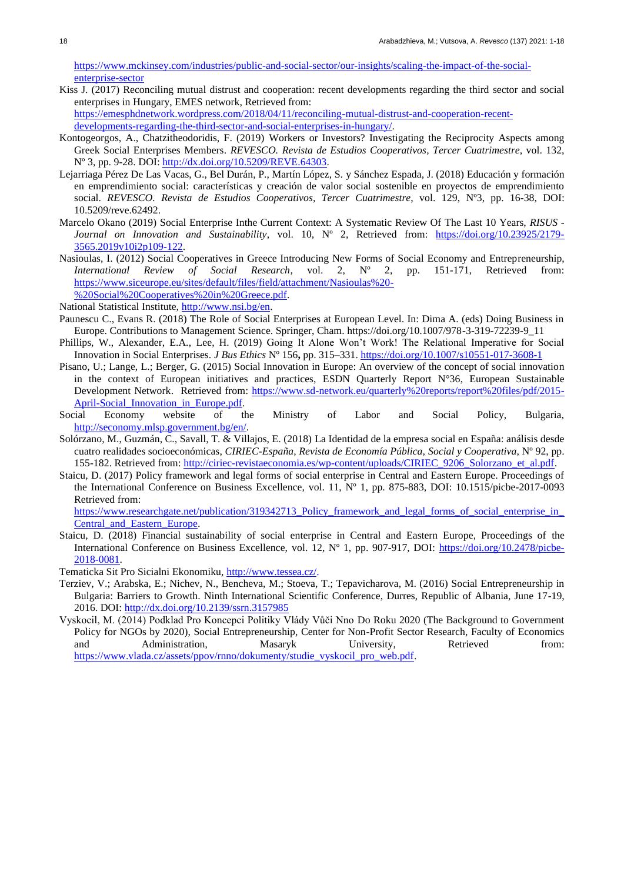https://www.mckinsey.com/industries/public-and-social-sector/our-insights/scaling-the-impact-of-the-social-enterprise-sector

Kiss J. (2017) Reconciling mutual distrust and cooperation: recent developments regarding the third sector and social enterprises in Hungary, EMES network, Retrieved from: https://emesphdnetwork.wordpress.com/2018/04/11/reconciling-mutual-distrust-and-cooperation-recent-developments-regarding-the-third-sector-and-social-enterprises-in-hungary/.

Kontogeorgos, A., Chatzitheodoridis, F. (2019) Workers or Investors? Investigating the Reciprocity Aspects among Greek Social Enterprises Members. *REVESCO. Revista de Estudios Cooperativos, Tercer Cuatrimestre*, vol. 132, Nº 3, pp. 9-28. DOI: http://dx.doi.org/10.5209/REVE.64303.

Lejarriaga Pérez De Las Vacas, G., Bel Durán, P., Martín López, S. y Sánchez Espada, J. (2018) Educación y formación en emprendimiento social: características y creación de valor social sostenible en proyectos de emprendimiento social. *REVESCO. Revista de Estudios Cooperativos, Tercer Cuatrimestre*, vol. 129, Nº3, pp. 16-38, DOI: 10.5209/reve.62492.

Marcelo Okano (2019) Social Enterprise Inthe Current Context: A Systematic Review Of The Last 10 Years, *RISUS - Journal on Innovation and Sustainability*, vol. 10, Nº 2, Retrieved from: https://doi.org/10.23925/2179-3565.2019v10i2p109-122.

Nasioulas, I. (2012) Social Cooperatives in Greece Introducing New Forms of Social Economy and Entrepreneurship, *International Review of Social Research*, vol. 2, Nº 2, pp. 151-171, Retrieved from: https://www.siceurope.eu/sites/default/files/field/attachment/Nasioulas%20-%20Social%20Cooperatives%20in%20Greece.pdf.

National Statistical Institute, http://www.nsi.bg/en.

Paunescu C., Evans R. (2018) The Role of Social Enterprises at European Level. In: Dima A. (eds) Doing Business in Europe. Contributions to Management Science. Springer, Cham. https://doi.org/10.1007/978-3-319-72239-9_11

Phillips, W., Alexander, E.A., Lee, H. (2019) Going It Alone Won't Work! The Relational Imperative for Social Innovation in Social Enterprises. *J Bus Ethics* Nº 156**,** pp. 315–331. https://doi.org/10.1007/s10551-017-3608-1

Pisano, U.; Lange, L.; Berger, G. (2015) Social Innovation in Europe: An overview of the concept of social innovation in the context of European initiatives and practices, ESDN Quarterly Report N°36, European Sustainable Development Network. Retrieved from: https://www.sd-network.eu/quarterly%20reports/report%20files/pdf/2015-April-Social_Innovation_in_Europe.pdf.

Social Economy website of the Ministry of Labor and Social Policy, Bulgaria, http://seconomy.mlsp.government.bg/en/.

Solórzano, M., Guzmán, C., Savall, T. & Villajos, E. (2018) La Identidad de la empresa social en España: análisis desde cuatro realidades socioeconómicas, *CIRIEC-España, Revista de Economía Pública, Social y Cooperativa*, Nº 92, pp. 155-182. Retrieved from: http://ciriec-revistaeconomia.es/wp-content/uploads/CIRIEC_9206_Solorzano_et_al.pdf.

Staicu, D. (2017) Policy framework and legal forms of social enterprise in Central and Eastern Europe. Proceedings of the International Conference on Business Excellence, vol. 11, Nº 1, pp. 875-883, DOI: 10.1515/picbe-2017-0093 Retrieved from: https://www.researchgate.net/publication/319342713_Policy_framework_and_legal_forms_of_social_enterprise_in_Central_and_Eastern_Europe.

Staicu, D. (2018) Financial sustainability of social enterprise in Central and Eastern Europe, Proceedings of the International Conference on Business Excellence, vol. 12, Nº 1, pp. 907-917, DOI: https://doi.org/10.2478/picbe-2018-0081.

Tematicka Sit Pro Sicialni Ekonomiku, http://www.tessea.cz/.

Terziev, V.; Arabska, E.; Nichev, N., Bencheva, M.; Stoeva, T.; Tepavicharova, M. (2016) Social Entrepreneurship in Bulgaria: Barriers to Growth. Ninth International Scientific Conference, Durres, Republic of Albania, June 17-19, 2016. DOI: http://dx.doi.org/10.2139/ssrn.3157985

Vyskocil, M. (2014) Podklad Pro Koncepci Politiky Vlády Vůči Nno Do Roku 2020 (The Background to Government Policy for NGOs by 2020), Social Entrepreneurship, Center for Non-Profit Sector Research, Faculty of Economics and Administration, Masaryk University, Retrieved from: https://www.vlada.cz/assets/ppov/rnno/dokumenty/studie_vyskocil_pro_web.pdf.